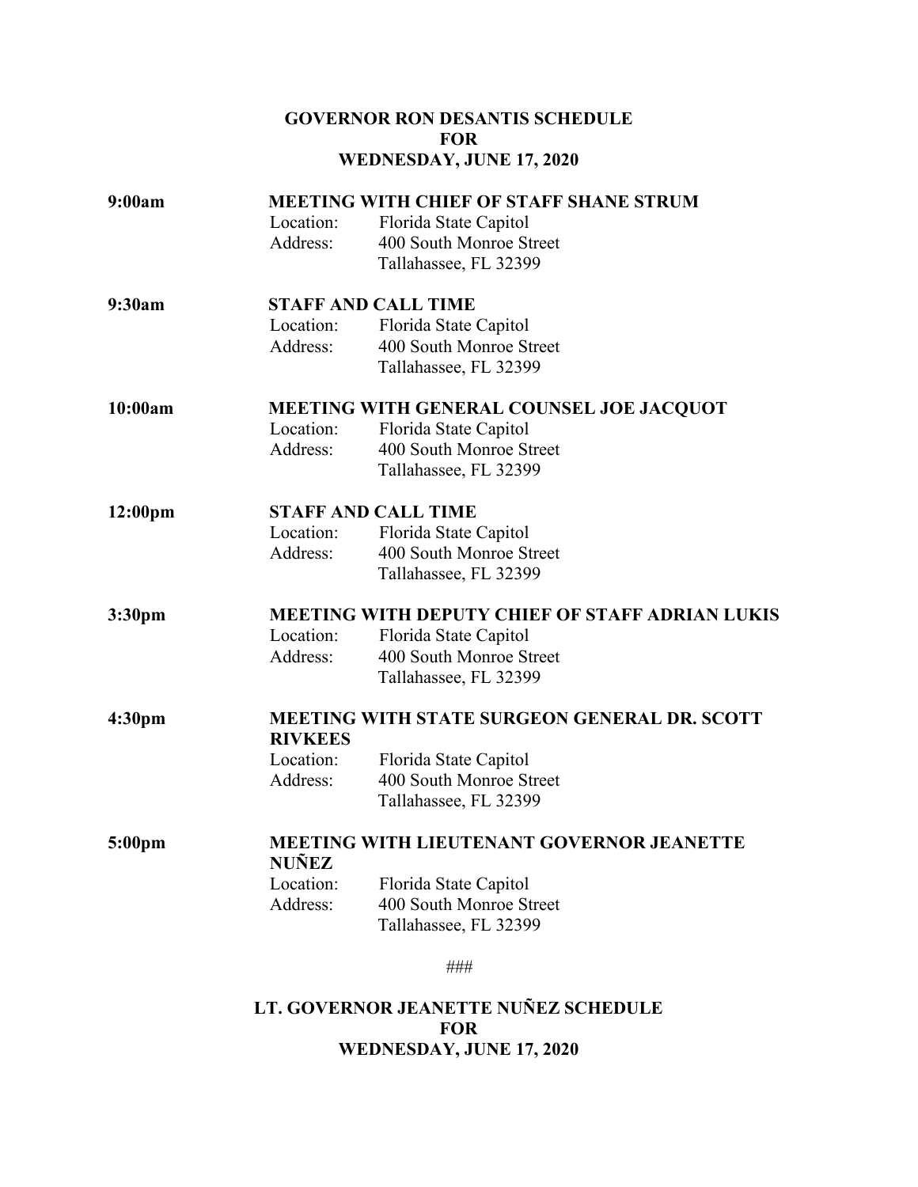## GOVERNOR RON DESANTIS SCHEDULE
## FOR
## WEDNESDAY, JUNE 17, 2020

**9:00am** **MEETING WITH CHIEF OF STAFF SHANE STRUM**

Location: Florida State Capitol
Address: 400 South Monroe Street
Tallahassee, FL 32399

**9:30am** **STAFF AND CALL TIME**

Location: Florida State Capitol
Address: 400 South Monroe Street
Tallahassee, FL 32399

**10:00am** **MEETING WITH GENERAL COUNSEL JOE JACQUOT**

Location: Florida State Capitol
Address: 400 South Monroe Street
Tallahassee, FL 32399

**12:00pm** **STAFF AND CALL TIME**

Location: Florida State Capitol
Address: 400 South Monroe Street
Tallahassee, FL 32399

**3:30pm** **MEETING WITH DEPUTY CHIEF OF STAFF ADRIAN LUKIS**

Location: Florida State Capitol
Address: 400 South Monroe Street
Tallahassee, FL 32399

**4:30pm** **MEETING WITH STATE SURGEON GENERAL DR. SCOTT RIVKEES**

Location: Florida State Capitol
Address: 400 South Monroe Street
Tallahassee, FL 32399

**5:00pm** **MEETING WITH LIEUTENANT GOVERNOR JEANETTE NUÑEZ**

Location: Florida State Capitol
Address: 400 South Monroe Street
Tallahassee, FL 32399

###

## LT. GOVERNOR JEANETTE NUÑEZ SCHEDULE
## FOR
## WEDNESDAY, JUNE 17, 2020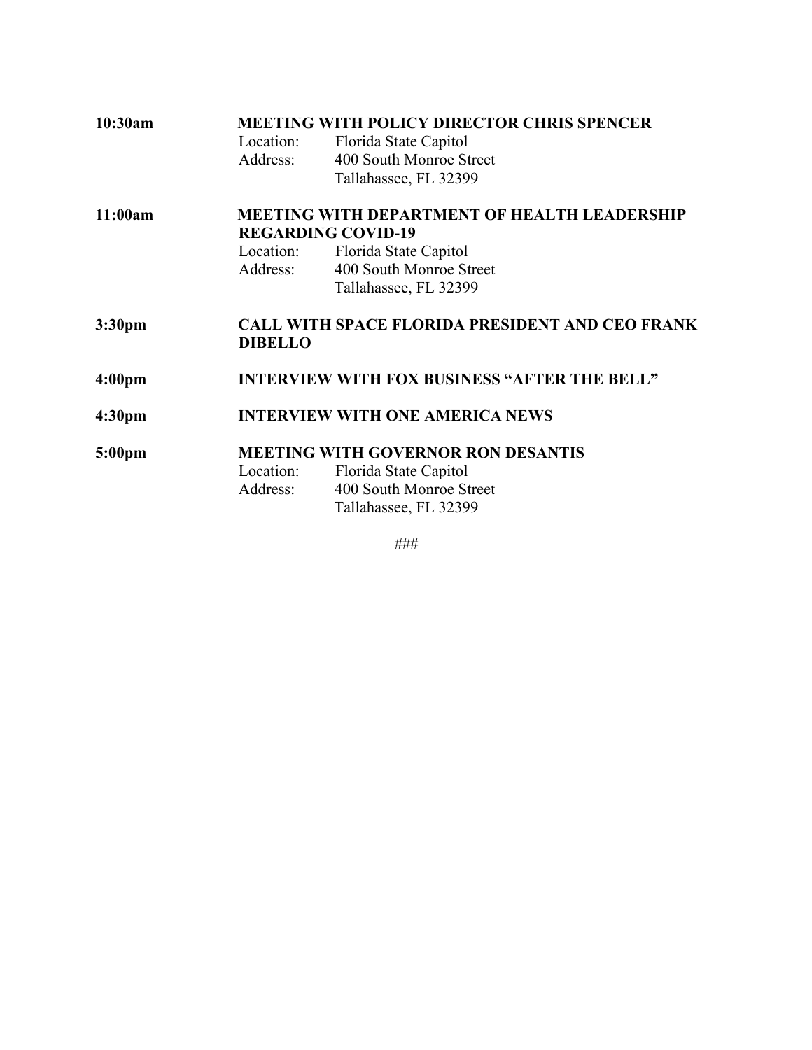**10:30am** **MEETING WITH POLICY DIRECTOR CHRIS SPENCER**
Location: Florida State Capitol
Address: 400 South Monroe Street
Tallahassee, FL 32399

**11:00am** **MEETING WITH DEPARTMENT OF HEALTH LEADERSHIP REGARDING COVID-19**
Location: Florida State Capitol
Address: 400 South Monroe Street
Tallahassee, FL 32399

**3:30pm** **CALL WITH SPACE FLORIDA PRESIDENT AND CEO FRANK DIBELLO**

**4:00pm** **INTERVIEW WITH FOX BUSINESS "AFTER THE BELL"**

**4:30pm** **INTERVIEW WITH ONE AMERICA NEWS**

**5:00pm** **MEETING WITH GOVERNOR RON DESANTIS**
Location: Florida State Capitol
Address: 400 South Monroe Street
Tallahassee, FL 32399

###